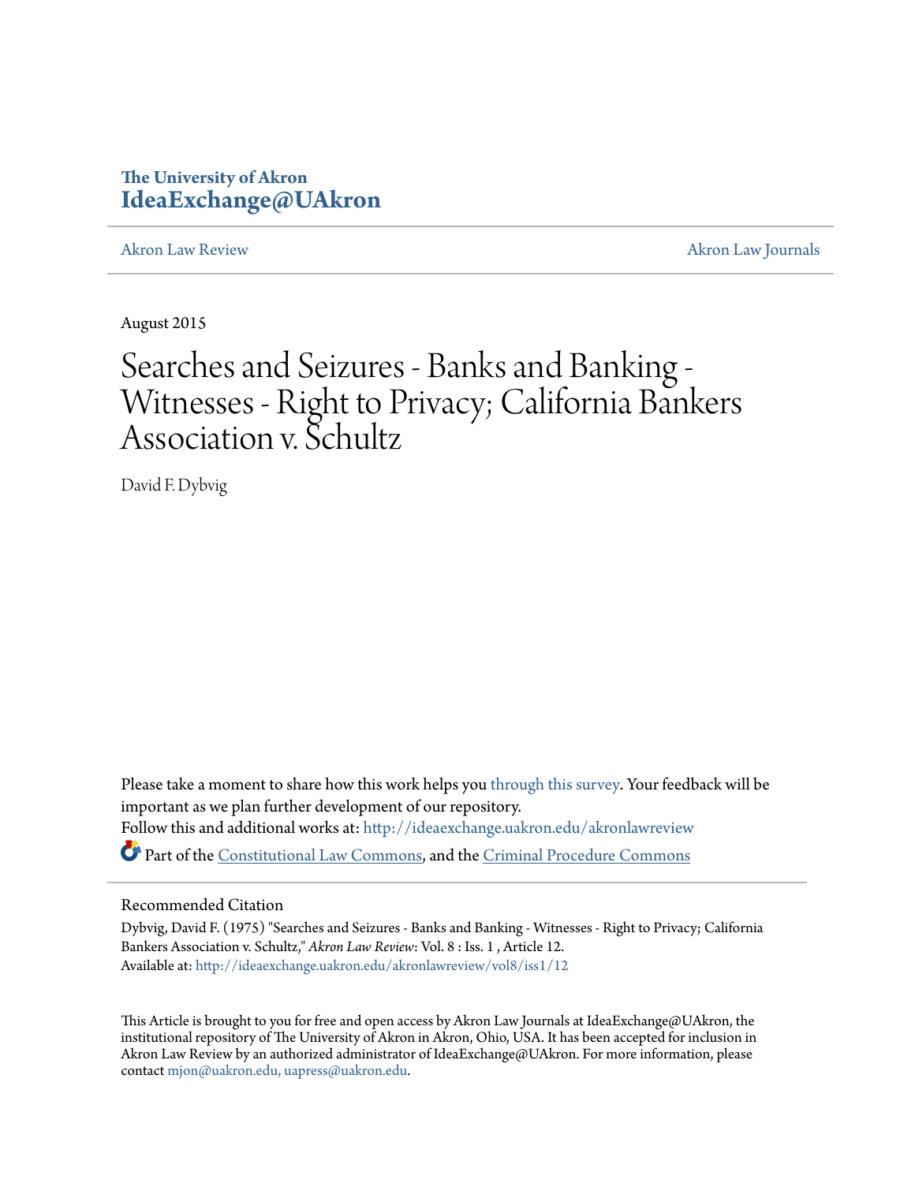The University of Akron
**IdeaExchange@UAkron**

Akron Law Review | Akron Law Journals

August 2015

# Searches and Seizures - Banks and Banking - Witnesses - Right to Privacy; California Bankers Association v. Schultz

David F. Dybvig

Please take a moment to share how this work helps you through this survey. Your feedback will be important as we plan further development of our repository.

Follow this and additional works at: http://ideaexchange.uakron.edu/akronlawreview

Part of the Constitutional Law Commons, and the Criminal Procedure Commons

## Recommended Citation

Dybvig, David F. (1975) "Searches and Seizures - Banks and Banking - Witnesses - Right to Privacy; California Bankers Association v. Schultz," *Akron Law Review*: Vol. 8 : Iss. 1 , Article 12.
Available at: http://ideaexchange.uakron.edu/akronlawreview/vol8/iss1/12

This Article is brought to you for free and open access by Akron Law Journals at IdeaExchange@UAkron, the institutional repository of The University of Akron in Akron, Ohio, USA. It has been accepted for inclusion in Akron Law Review by an authorized administrator of IdeaExchange@UAkron. For more information, please contact mjon@uakron.edu, uapress@uakron.edu.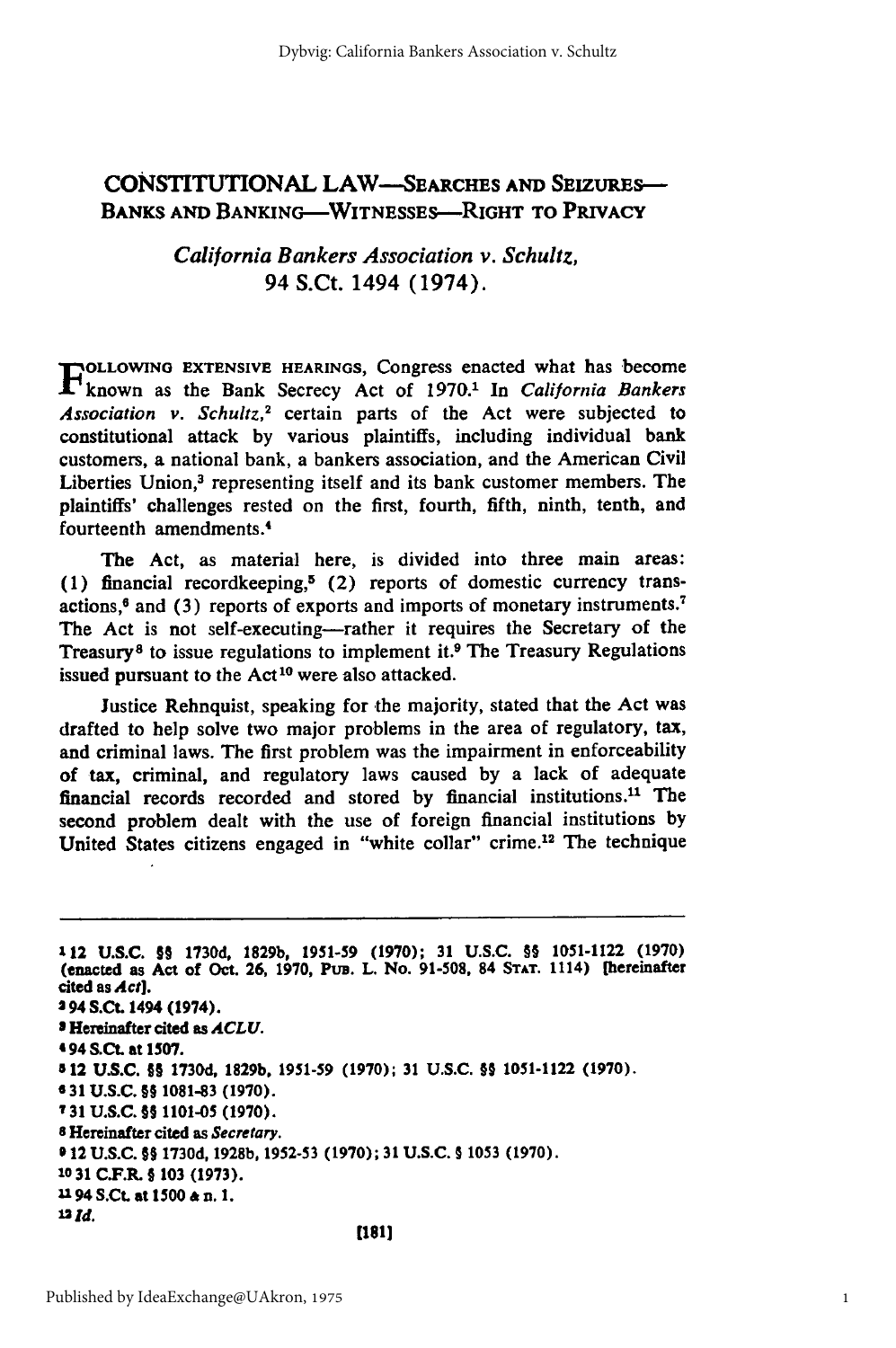# CONSTITUTIONAL LAW—SEARCHES AND SEIZURES—BANKS AND BANKING—WITNESSES—RIGHT TO PRIVACY

## *California Bankers Association v. Schultz*, 94 S.Ct. 1494 (1974).

FOLLOWING EXTENSIVE HEARINGS, Congress enacted what has become known as the Bank Secrecy Act of 1970.[1] In *California Bankers Association v. Schultz*,[2] certain parts of the Act were subjected to constitutional attack by various plaintiffs, including individual bank customers, a national bank, a bankers association, and the American Civil Liberties Union,[3] representing itself and its bank customer members. The plaintiffs' challenges rested on the first, fourth, fifth, ninth, tenth, and fourteenth amendments.[4]

The Act, as material here, is divided into three main areas: (1) financial recordkeeping,[5] (2) reports of domestic currency transactions,[6] and (3) reports of exports and imports of monetary instruments.[7] The Act is not self-executing—rather it requires the Secretary of the Treasury[8] to issue regulations to implement it.[9] The Treasury Regulations issued pursuant to the Act[10] were also attacked.

Justice Rehnquist, speaking for the majority, stated that the Act was drafted to help solve two major problems in the area of regulatory, tax, and criminal laws. The first problem was the impairment in enforceability of tax, criminal, and regulatory laws caused by a lack of adequate financial records recorded and stored by financial institutions.[11] The second problem dealt with the use of foreign financial institutions by United States citizens engaged in "white collar" crime.[12] The technique

---

[1] 12 U.S.C. §§ 1730d, 1829b, 1951-59 (1970); 31 U.S.C. §§ 1051-1122 (1970) (enacted as Act of Oct. 26, 1970, PUB. L. No. 91-508, 84 STAT. 1114) [hereinafter cited as *Act*].

[2] 94 S.Ct. 1494 (1974).

[3] Hereinafter cited as *ACLU*.

[4] 94 S.Ct. at 1507.

[5] 12 U.S.C. §§ 1730d, 1829b, 1951-59 (1970); 31 U.S.C. §§ 1051-1122 (1970).

[6] 31 U.S.C. §§ 1081-83 (1970).

[7] 31 U.S.C. §§ 1101-05 (1970).

[8] Hereinafter cited as *Secretary*.

[9] 12 U.S.C. §§ 1730d, 1928b, 1952-53 (1970); 31 U.S.C. § 1053 (1970).

[10] 31 C.F.R. § 103 (1973).

[11] 94 S.Ct. at 1500 & n. 1.

[12] *Id.*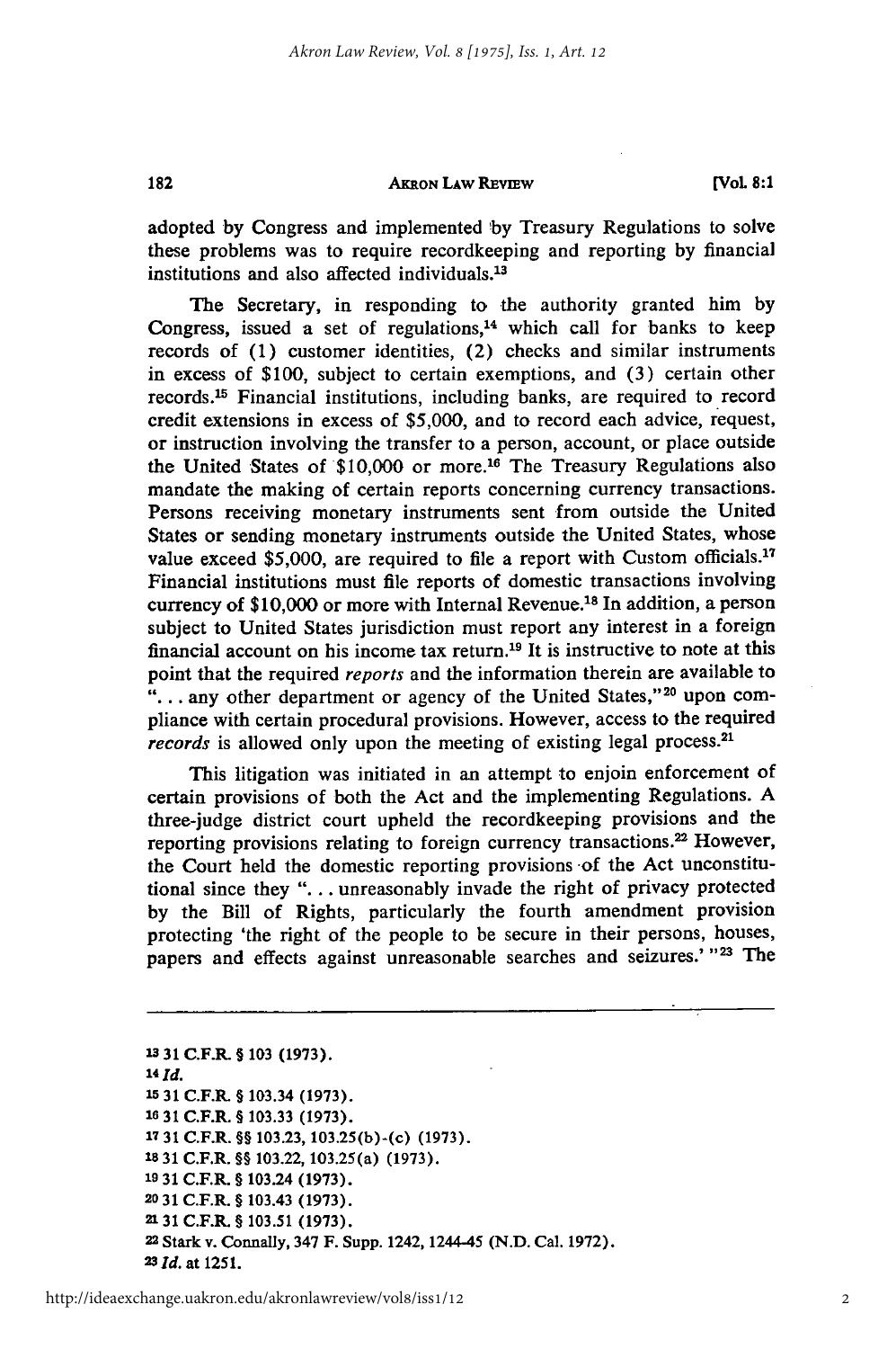adopted by Congress and implemented by Treasury Regulations to solve these problems was to require recordkeeping and reporting by financial institutions and also affected individuals.[13]

The Secretary, in responding to the authority granted him by Congress, issued a set of regulations,[14] which call for banks to keep records of (1) customer identities, (2) checks and similar instruments in excess of $100, subject to certain exemptions, and (3) certain other records.[15] Financial institutions, including banks, are required to record credit extensions in excess of $5,000, and to record each advice, request, or instruction involving the transfer to a person, account, or place outside the United States of $10,000 or more.[16] The Treasury Regulations also mandate the making of certain reports concerning currency transactions. Persons receiving monetary instruments sent from outside the United States or sending monetary instruments outside the United States, whose value exceed $5,000, are required to file a report with Custom officials.[17] Financial institutions must file reports of domestic transactions involving currency of $10,000 or more with Internal Revenue.[18] In addition, a person subject to United States jurisdiction must report any interest in a foreign financial account on his income tax return.[19] It is instructive to note at this point that the required *reports* and the information therein are available to "... any other department or agency of the United States,"[20] upon compliance with certain procedural provisions. However, access to the required *records* is allowed only upon the meeting of existing legal process.[21]

This litigation was initiated in an attempt to enjoin enforcement of certain provisions of both the Act and the implementing Regulations. A three-judge district court upheld the recordkeeping provisions and the reporting provisions relating to foreign currency transactions.[22] However, the Court held the domestic reporting provisions of the Act unconstitutional since they "... unreasonably invade the right of privacy protected by the Bill of Rights, particularly the fourth amendment provision protecting 'the right of the people to be secure in their persons, houses, papers and effects against unreasonable searches and seizures.'"[23] The

---

[13] 31 C.F.R. § 103 (1973).

[14] *Id.*

[15] 31 C.F.R. § 103.34 (1973).

[16] 31 C.F.R. § 103.33 (1973).

[17] 31 C.F.R. §§ 103.23, 103.25(b)-(c) (1973).

[18] 31 C.F.R. §§ 103.22, 103.25(a) (1973).

[19] 31 C.F.R. § 103.24 (1973).

[20] 31 C.F.R. § 103.43 (1973).

[21] 31 C.F.R. § 103.51 (1973).

[22] Stark v. Connally, 347 F. Supp. 1242, 1244-45 (N.D. Cal. 1972).

[23] *Id.* at 1251.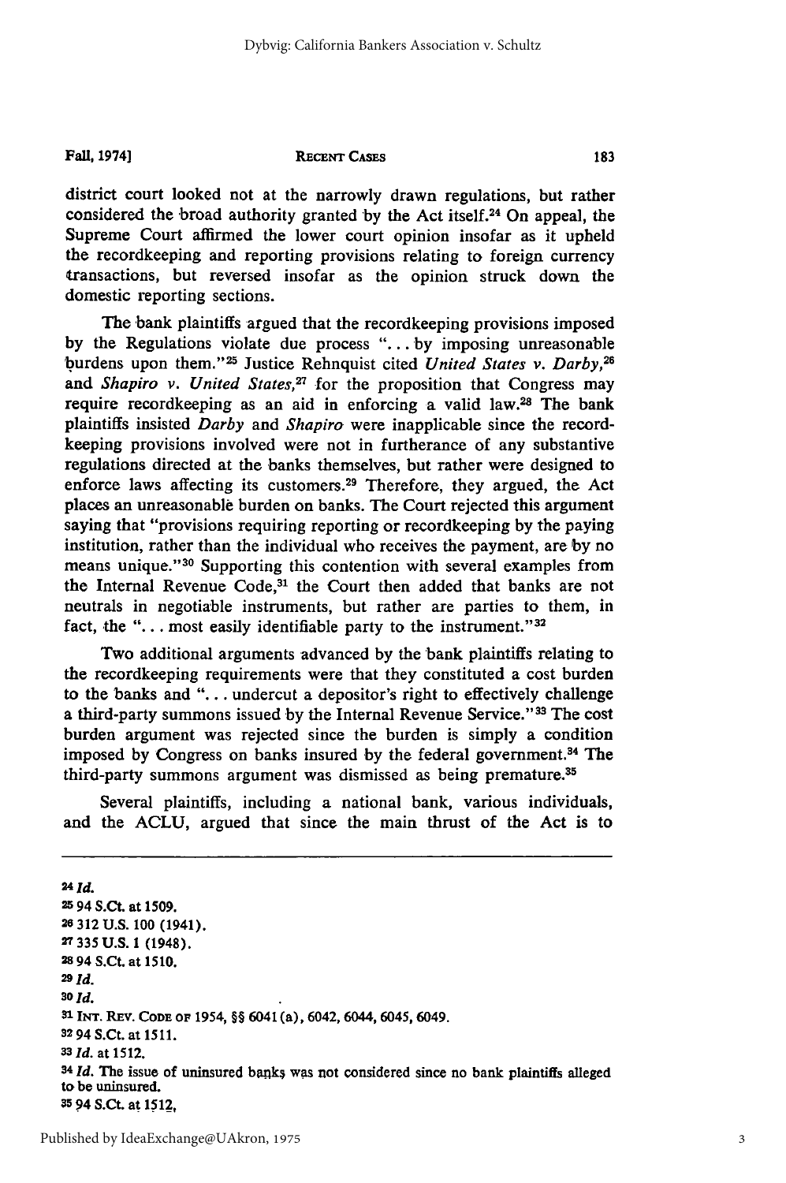district court looked not at the narrowly drawn regulations, but rather considered the broad authority granted by the Act itself.[24] On appeal, the Supreme Court affirmed the lower court opinion insofar as it upheld the recordkeeping and reporting provisions relating to foreign currency transactions, but reversed insofar as the opinion struck down the domestic reporting sections.

The bank plaintiffs argued that the recordkeeping provisions imposed by the Regulations violate due process "... by imposing unreasonable burdens upon them."[25] Justice Rehnquist cited *United States v. Darby*,[26] and *Shapiro v. United States*,[27] for the proposition that Congress may require recordkeeping as an aid in enforcing a valid law.[28] The bank plaintiffs insisted *Darby* and *Shapiro* were inapplicable since the recordkeeping provisions involved were not in furtherance of any substantive regulations directed at the banks themselves, but rather were designed to enforce laws affecting its customers.[29] Therefore, they argued, the Act places an unreasonable burden on banks. The Court rejected this argument saying that "provisions requiring reporting or recordkeeping by the paying institution, rather than the individual who receives the payment, are by no means unique."[30] Supporting this contention with several examples from the Internal Revenue Code,[31] the Court then added that banks are not neutrals in negotiable instruments, but rather are parties to them, in fact, the "... most easily identifiable party to the instrument."[32]

Two additional arguments advanced by the bank plaintiffs relating to the recordkeeping requirements were that they constituted a cost burden to the banks and "... undercut a depositor's right to effectively challenge a third-party summons issued by the Internal Revenue Service."[33] The cost burden argument was rejected since the burden is simply a condition imposed by Congress on banks insured by the federal government.[34] The third-party summons argument was dismissed as being premature.[35]

Several plaintiffs, including a national bank, various individuals, and the ACLU, argued that since the main thrust of the Act is to

---

[24] *Id.*

[25] 94 S.Ct. at 1509.

[26] 312 U.S. 100 (1941).

[27] 335 U.S. 1 (1948).

[28] 94 S.Ct. at 1510.

[29] *Id.*

[30] *Id.*

[31] INT. REV. CODE OF 1954, §§ 6041(a), 6042, 6044, 6045, 6049.

[32] 94 S.Ct. at 1511.

[33] *Id.* at 1512.

[34] *Id.* The issue of uninsured banks was not considered since no bank plaintiffs alleged to be uninsured.

[35] 94 S.Ct. at 1512.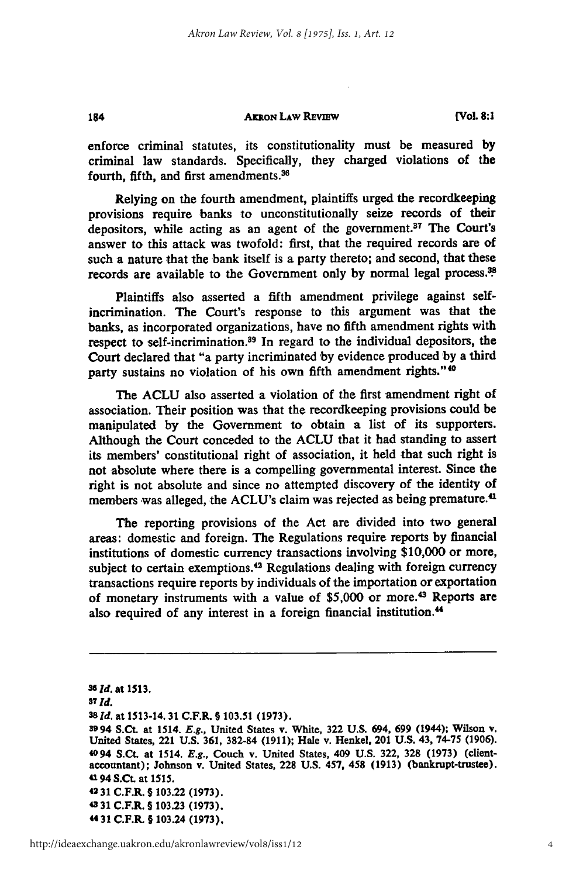enforce criminal statutes, its constitutionality must be measured by criminal law standards. Specifically, they charged violations of the fourth, fifth, and first amendments.[36]

Relying on the fourth amendment, plaintiffs urged the recordkeeping provisions require banks to unconstitutionally seize records of their depositors, while acting as an agent of the government.[37] The Court's answer to this attack was twofold: first, that the required records are of such a nature that the bank itself is a party thereto; and second, that these records are available to the Government only by normal legal process.[38]

Plaintiffs also asserted a fifth amendment privilege against self-incrimination. The Court's response to this argument was that the banks, as incorporated organizations, have no fifth amendment rights with respect to self-incrimination.[39] In regard to the individual depositors, the Court declared that "a party incriminated by evidence produced by a third party sustains no violation of his own fifth amendment rights."[40]

The ACLU also asserted a violation of the first amendment right of association. Their position was that the recordkeeping provisions could be manipulated by the Government to obtain a list of its supporters. Although the Court conceded to the ACLU that it had standing to assert its members' constitutional right of association, it held that such right is not absolute where there is a compelling governmental interest. Since the right is not absolute and since no attempted discovery of the identity of members was alleged, the ACLU's claim was rejected as being premature.[41]

The reporting provisions of the Act are divided into two general areas: domestic and foreign. The Regulations require reports by financial institutions of domestic currency transactions involving $10,000 or more, subject to certain exemptions.[42] Regulations dealing with foreign currency transactions require reports by individuals of the importation or exportation of monetary instruments with a value of $5,000 or more.[43] Reports are also required of any interest in a foreign financial institution.[44]

---

[36] *Id.* at 1513.

[37] *Id.*

[38] *Id.* at 1513-14. 31 C.F.R. § 103.51 (1973).

[39] 94 S.Ct. at 1514. *E.g.*, United States v. White, 322 U.S. 694, 699 (1944); Wilson v. United States, 221 U.S. 361, 382-84 (1911); Hale v. Henkel, 201 U.S. 43, 74-75 (1906).

[40] 94 S.Ct. at 1514. *E.g.*, Couch v. United States, 409 U.S. 322, 328 (1973) (client-accountant); Johnson v. United States, 228 U.S. 457, 458 (1913) (bankrupt-trustee).

[41] 94 S.Ct. at 1515.

[42] 31 C.F.R. § 103.22 (1973).

[43] 31 C.F.R. § 103.23 (1973).

[44] 31 C.F.R. § 103.24 (1973).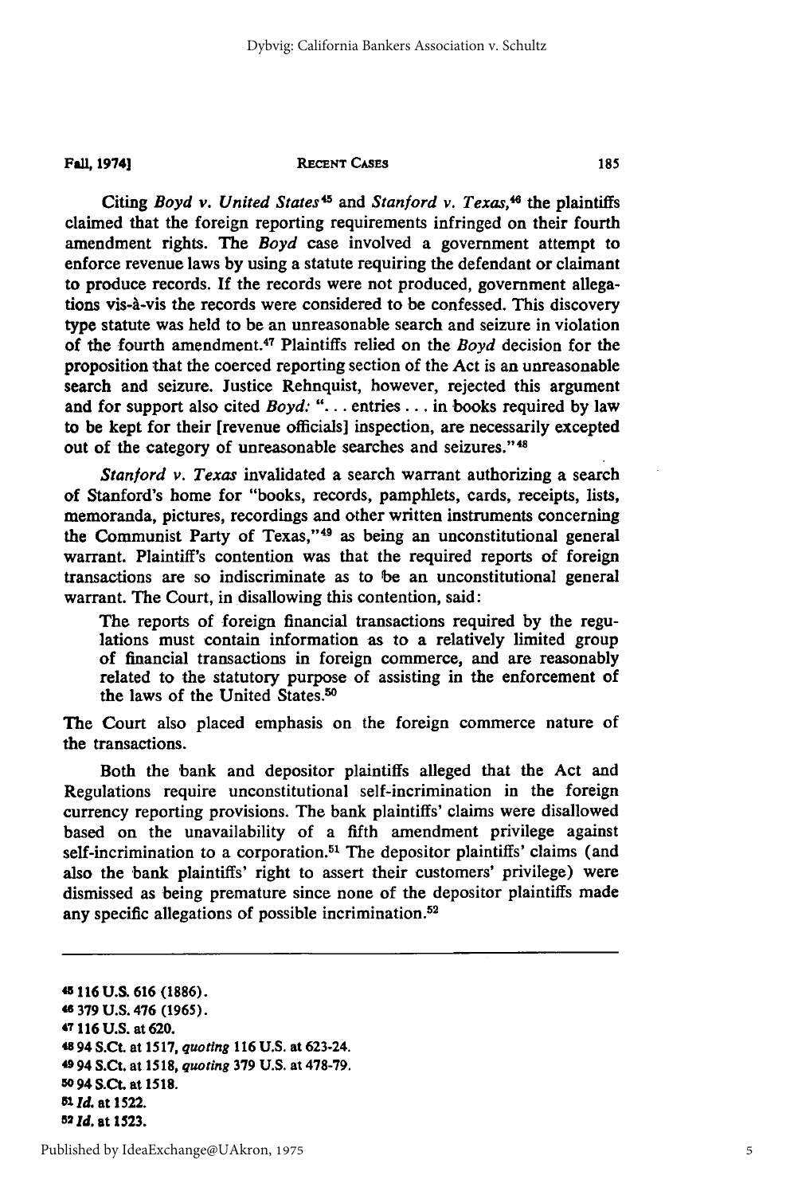Citing *Boyd v. United States*[45] and *Stanford v. Texas*,[46] the plaintiffs claimed that the foreign reporting requirements infringed on their fourth amendment rights. The *Boyd* case involved a government attempt to enforce revenue laws by using a statute requiring the defendant or claimant to produce records. If the records were not produced, government allegations vis-à-vis the records were considered to be confessed. This discovery type statute was held to be an unreasonable search and seizure in violation of the fourth amendment.[47] Plaintiffs relied on the *Boyd* decision for the proposition that the coerced reporting section of the Act is an unreasonable search and seizure. Justice Rehnquist, however, rejected this argument and for support also cited *Boyd:* ". . . entries . . . in books required by law to be kept for their [revenue officials] inspection, are necessarily excepted out of the category of unreasonable searches and seizures."[48]

*Stanford v. Texas* invalidated a search warrant authorizing a search of Stanford's home for "books, records, pamphlets, cards, receipts, lists, memoranda, pictures, recordings and other written instruments concerning the Communist Party of Texas,"[49] as being an unconstitutional general warrant. Plaintiff's contention was that the required reports of foreign transactions are so indiscriminate as to be an unconstitutional general warrant. The Court, in disallowing this contention, said:

> The reports of foreign financial transactions required by the regulations must contain information as to a relatively limited group of financial transactions in foreign commerce, and are reasonably related to the statutory purpose of assisting in the enforcement of the laws of the United States.[50]

The Court also placed emphasis on the foreign commerce nature of the transactions.

Both the bank and depositor plaintiffs alleged that the Act and Regulations require unconstitutional self-incrimination in the foreign currency reporting provisions. The bank plaintiffs' claims were disallowed based on the unavailability of a fifth amendment privilege against self-incrimination to a corporation.[51] The depositor plaintiffs' claims (and also the bank plaintiffs' right to assert their customers' privilege) were dismissed as being premature since none of the depositor plaintiffs made any specific allegations of possible incrimination.[52]

---

[45] 116 U.S. 616 (1886).

[46] 379 U.S. 476 (1965).

[47] 116 U.S. at 620.

[48] 94 S.Ct. at 1517, *quoting* 116 U.S. at 623-24.

[49] 94 S.Ct. at 1518, *quoting* 379 U.S. at 478-79.

[50] 94 S.Ct. at 1518.

[51] *Id.* at 1522.

[52] *Id.* at 1523.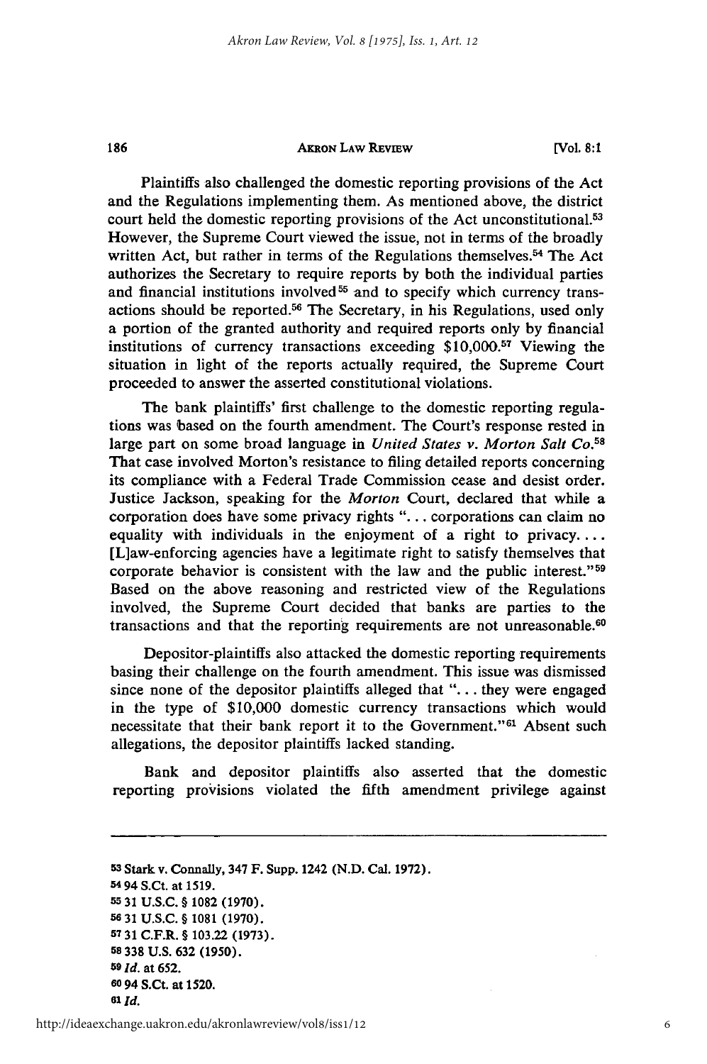Plaintiffs also challenged the domestic reporting provisions of the Act and the Regulations implementing them. As mentioned above, the district court held the domestic reporting provisions of the Act unconstitutional.[53] However, the Supreme Court viewed the issue, not in terms of the broadly written Act, but rather in terms of the Regulations themselves.[54] The Act authorizes the Secretary to require reports by both the individual parties and financial institutions involved[55] and to specify which currency transactions should be reported.[56] The Secretary, in his Regulations, used only a portion of the granted authority and required reports only by financial institutions of currency transactions exceeding $10,000.[57] Viewing the situation in light of the reports actually required, the Supreme Court proceeded to answer the asserted constitutional violations.

The bank plaintiffs' first challenge to the domestic reporting regulations was based on the fourth amendment. The Court's response rested in large part on some broad language in *United States v. Morton Salt Co.*[58] That case involved Morton's resistance to filing detailed reports concerning its compliance with a Federal Trade Commission cease and desist order. Justice Jackson, speaking for the *Morton* Court, declared that while a corporation does have some privacy rights "... corporations can claim no equality with individuals in the enjoyment of a right to privacy.... [L]aw-enforcing agencies have a legitimate right to satisfy themselves that corporate behavior is consistent with the law and the public interest."[59] Based on the above reasoning and restricted view of the Regulations involved, the Supreme Court decided that banks are parties to the transactions and that the reporting requirements are not unreasonable.[60]

Depositor-plaintiffs also attacked the domestic reporting requirements basing their challenge on the fourth amendment. This issue was dismissed since none of the depositor plaintiffs alleged that "... they were engaged in the type of $10,000 domestic currency transactions which would necessitate that their bank report it to the Government."[61] Absent such allegations, the depositor plaintiffs lacked standing.

Bank and depositor plaintiffs also asserted that the domestic reporting provisions violated the fifth amendment privilege against

---

[53] Stark v. Connally, 347 F. Supp. 1242 (N.D. Cal. 1972).
[54] 94 S.Ct. at 1519.
[55] 31 U.S.C. § 1082 (1970).
[56] 31 U.S.C. § 1081 (1970).
[57] 31 C.F.R. § 103.22 (1973).
[58] 338 U.S. 632 (1950).
[59] *Id.* at 652.
[60] 94 S.Ct. at 1520.
[61] *Id.*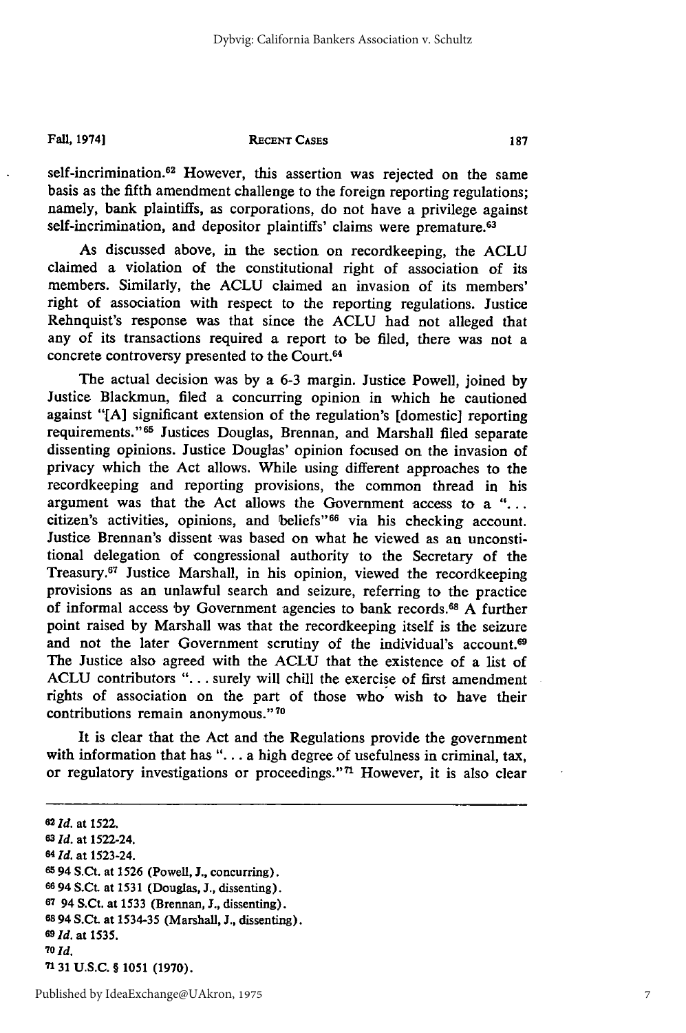self-incrimination.[62] However, this assertion was rejected on the same basis as the fifth amendment challenge to the foreign reporting regulations; namely, bank plaintiffs, as corporations, do not have a privilege against self-incrimination, and depositor plaintiffs' claims were premature.[63]

As discussed above, in the section on recordkeeping, the ACLU claimed a violation of the constitutional right of association of its members. Similarly, the ACLU claimed an invasion of its members' right of association with respect to the reporting regulations. Justice Rehnquist's response was that since the ACLU had not alleged that any of its transactions required a report to be filed, there was not a concrete controversy presented to the Court.[64]

The actual decision was by a 6-3 margin. Justice Powell, joined by Justice Blackmun, filed a concurring opinion in which he cautioned against "[A] significant extension of the regulation's [domestic] reporting requirements."[65] Justices Douglas, Brennan, and Marshall filed separate dissenting opinions. Justice Douglas' opinion focused on the invasion of privacy which the Act allows. While using different approaches to the recordkeeping and reporting provisions, the common thread in his argument was that the Act allows the Government access to a "... citizen's activities, opinions, and beliefs"[66] via his checking account. Justice Brennan's dissent was based on what he viewed as an unconstitutional delegation of congressional authority to the Secretary of the Treasury.[67] Justice Marshall, in his opinion, viewed the recordkeeping provisions as an unlawful search and seizure, referring to the practice of informal access by Government agencies to bank records.[68] A further point raised by Marshall was that the recordkeeping itself is the seizure and not the later Government scrutiny of the individual's account.[69] The Justice also agreed with the ACLU that the existence of a list of ACLU contributors "... surely will chill the exercise of first amendment rights of association on the part of those who wish to have their contributions remain anonymous."[70]

It is clear that the Act and the Regulations provide the government with information that has "... a high degree of usefulness in criminal, tax, or regulatory investigations or proceedings."[71] However, it is also clear

---

[62] *Id.* at 1522.

[63] *Id.* at 1522-24.

[64] *Id.* at 1523-24.

[65] 94 S.Ct. at 1526 (Powell, J., concurring).

[66] 94 S.Ct. at 1531 (Douglas, J., dissenting).

[67] 94 S.Ct. at 1533 (Brennan, J., dissenting).

[68] 94 S.Ct. at 1534-35 (Marshall, J., dissenting).

[69] *Id.* at 1535.

[70] *Id.*

[71] 31 U.S.C. § 1051 (1970).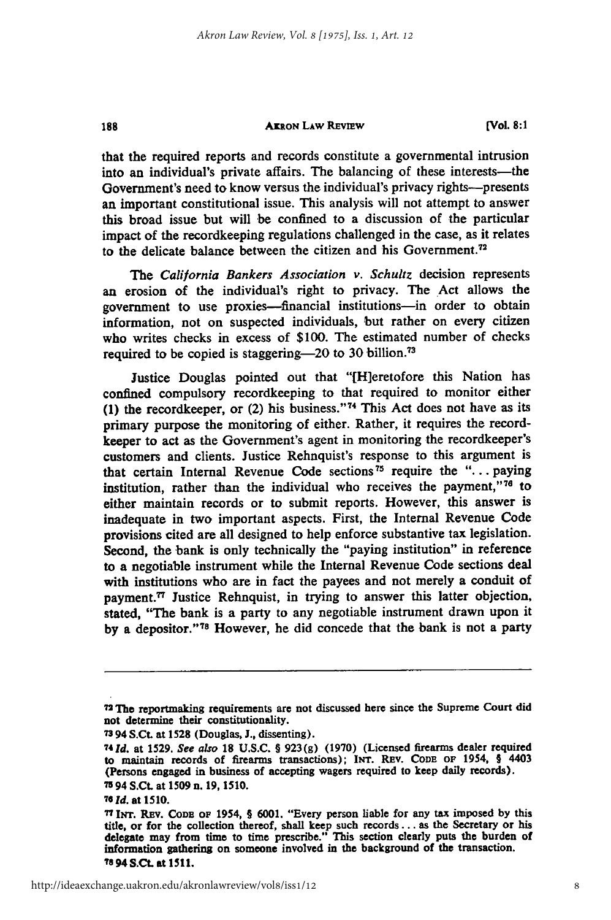that the required reports and records constitute a governmental intrusion into an individual's private affairs. The balancing of these interests—the Government's need to know versus the individual's privacy rights—presents an important constitutional issue. This analysis will not attempt to answer this broad issue but will be confined to a discussion of the particular impact of the recordkeeping regulations challenged in the case, as it relates to the delicate balance between the citizen and his Government.[72]

The *California Bankers Association v. Schultz* decision represents an erosion of the individual's right to privacy. The Act allows the government to use proxies—financial institutions—in order to obtain information, not on suspected individuals, but rather on every citizen who writes checks in excess of $100. The estimated number of checks required to be copied is staggering—20 to 30 billion.[73]

Justice Douglas pointed out that "[H]eretofore this Nation has confined compulsory recordkeeping to that required to monitor either (1) the recordkeeper, or (2) his business."[74] This Act does not have as its primary purpose the monitoring of either. Rather, it requires the recordkeeper to act as the Government's agent in monitoring the recordkeeper's customers and clients. Justice Rehnquist's response to this argument is that certain Internal Revenue Code sections[75] require the "... paying institution, rather than the individual who receives the payment,"[76] to either maintain records or to submit reports. However, this answer is inadequate in two important aspects. First, the Internal Revenue Code provisions cited are all designed to help enforce substantive tax legislation. Second, the bank is only technically the "paying institution" in reference to a negotiable instrument while the Internal Revenue Code sections deal with institutions who are in fact the payees and not merely a conduit of payment.[77] Justice Rehnquist, in trying to answer this latter objection, stated, "The bank is a party to any negotiable instrument drawn upon it by a depositor."[78] However, he did concede that the bank is not a party

---

[72] The reportmaking requirements are not discussed here since the Supreme Court did not determine their constitutionality.

[73] 94 S.Ct. at 1528 (Douglas, J., dissenting).

[74] *Id.* at 1529. *See also* 18 U.S.C. § 923(g) (1970) (Licensed firearms dealer required to maintain records of firearms transactions); INT. REV. CODE OF 1954, § 4403 (Persons engaged in business of accepting wagers required to keep daily records).

[75] 94 S.Ct. at 1509 n. 19, 1510.

[76] *Id.* at 1510.

[77] INT. REV. CODE OF 1954, § 6001. "Every person liable for any tax imposed by this title, or for the collection thereof, shall keep such records ... as the Secretary or his delegate may from time to time prescribe." This section clearly puts the burden of information gathering on someone involved in the background of the transaction.

[78] 94 S.Ct. at 1511.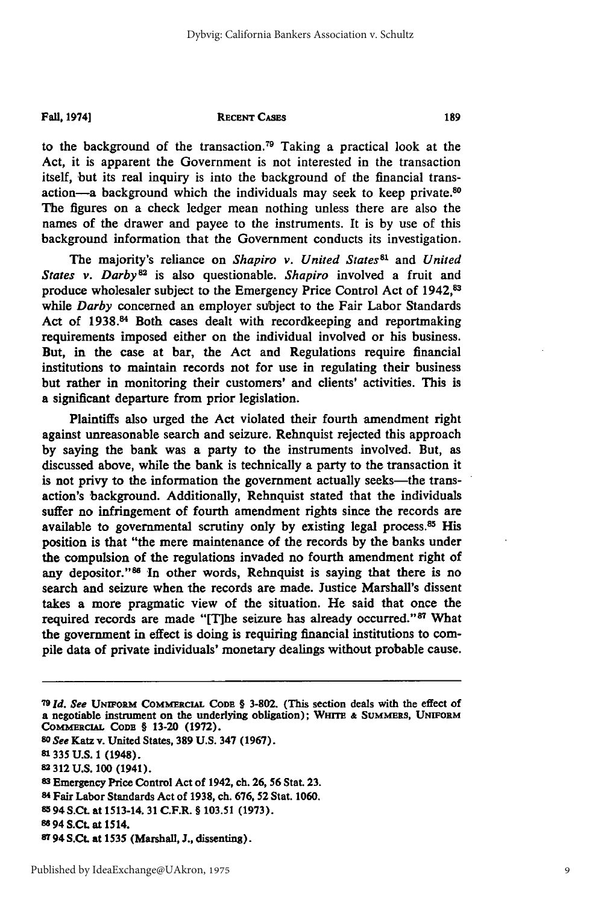to the background of the transaction.[79] Taking a practical look at the Act, it is apparent the Government is not interested in the transaction itself, but its real inquiry is into the background of the financial transaction—a background which the individuals may seek to keep private.[80] The figures on a check ledger mean nothing unless there are also the names of the drawer and payee to the instruments. It is by use of this background information that the Government conducts its investigation.

The majority's reliance on *Shapiro v. United States*[81] and *United States v. Darby*[82] is also questionable. *Shapiro* involved a fruit and produce wholesaler subject to the Emergency Price Control Act of 1942,[83] while *Darby* concerned an employer subject to the Fair Labor Standards Act of 1938.[84] Both cases dealt with recordkeeping and reportmaking requirements imposed either on the individual involved or his business. But, in the case at bar, the Act and Regulations require financial institutions to maintain records not for use in regulating their business but rather in monitoring their customers' and clients' activities. This is a significant departure from prior legislation.

Plaintiffs also urged the Act violated their fourth amendment right against unreasonable search and seizure. Rehnquist rejected this approach by saying the bank was a party to the instruments involved. But, as discussed above, while the bank is technically a party to the transaction it is not privy to the information the government actually seeks—the transaction's background. Additionally, Rehnquist stated that the individuals suffer no infringement of fourth amendment rights since the records are available to governmental scrutiny only by existing legal process.[85] His position is that "the mere maintenance of the records by the banks under the compulsion of the regulations invaded no fourth amendment right of any depositor."[86] In other words, Rehnquist is saying that there is no search and seizure when the records are made. Justice Marshall's dissent takes a more pragmatic view of the situation. He said that once the required records are made "[T]he seizure has already occurred."[87] What the government in effect is doing is requiring financial institutions to compile data of private individuals' monetary dealings without probable cause.

---

[79] *Id. See* UNIFORM COMMERCIAL CODE § 3-802. (This section deals with the effect of a negotiable instrument on the underlying obligation); WHITE & SUMMERS, UNIFORM COMMERCIAL CODE § 13-20 (1972).

[80] *See* Katz v. United States, 389 U.S. 347 (1967).

[81] 335 U.S. 1 (1948).

[82] 312 U.S. 100 (1941).

[83] Emergency Price Control Act of 1942, ch. 26, 56 Stat. 23.

[84] Fair Labor Standards Act of 1938, ch. 676, 52 Stat. 1060.

[85] 94 S.Ct. at 1513-14. 31 C.F.R. § 103.51 (1973).

[86] 94 S.Ct. at 1514.

[87] 94 S.Ct. at 1535 (Marshall, J., dissenting).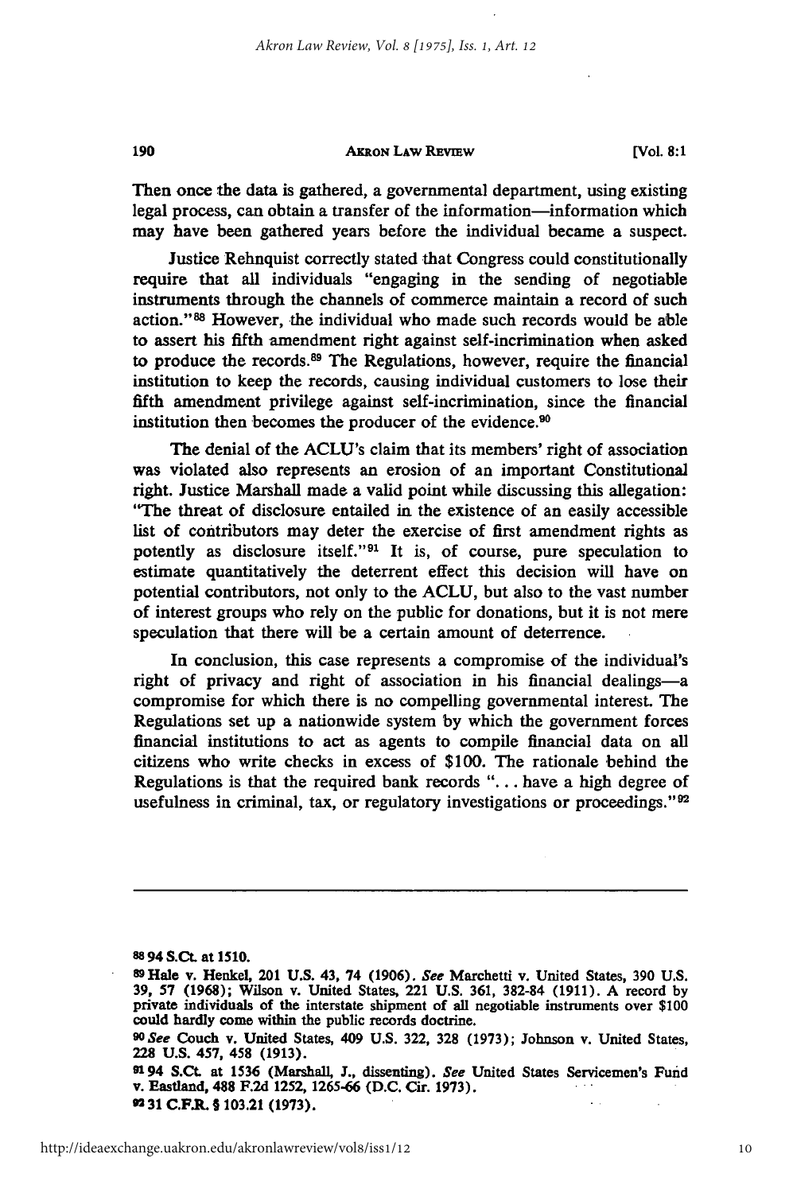Then once the data is gathered, a governmental department, using existing legal process, can obtain a transfer of the information—information which may have been gathered years before the individual became a suspect.

Justice Rehnquist correctly stated that Congress could constitutionally require that all individuals "engaging in the sending of negotiable instruments through the channels of commerce maintain a record of such action."[88] However, the individual who made such records would be able to assert his fifth amendment right against self-incrimination when asked to produce the records.[89] The Regulations, however, require the financial institution to keep the records, causing individual customers to lose their fifth amendment privilege against self-incrimination, since the financial institution then becomes the producer of the evidence.[90]

The denial of the ACLU's claim that its members' right of association was violated also represents an erosion of an important Constitutional right. Justice Marshall made a valid point while discussing this allegation: "The threat of disclosure entailed in the existence of an easily accessible list of contributors may deter the exercise of first amendment rights as potently as disclosure itself."[91] It is, of course, pure speculation to estimate quantitatively the deterrent effect this decision will have on potential contributors, not only to the ACLU, but also to the vast number of interest groups who rely on the public for donations, but it is not mere speculation that there will be a certain amount of deterrence.

In conclusion, this case represents a compromise of the individual's right of privacy and right of association in his financial dealings—a compromise for which there is no compelling governmental interest. The Regulations set up a nationwide system by which the government forces financial institutions to act as agents to compile financial data on all citizens who write checks in excess of $100. The rationale behind the Regulations is that the required bank records "... have a high degree of usefulness in criminal, tax, or regulatory investigations or proceedings."[92]

---

[88] 94 S.Ct. at 1510.

[89] Hale v. Henkel, 201 U.S. 43, 74 (1906). *See* Marchetti v. United States, 390 U.S. 39, 57 (1968); Wilson v. United States, 221 U.S. 361, 382-84 (1911). A record by private individuals of the interstate shipment of all negotiable instruments over $100 could hardly come within the public records doctrine.

[90] *See* Couch v. United States, 409 U.S. 322, 328 (1973); Johnson v. United States, 228 U.S. 457, 458 (1913).

[91] 94 S.Ct. at 1536 (Marshall, J., dissenting). *See* United States Servicemen's Fund v. Eastland, 488 F.2d 1252, 1265-66 (D.C. Cir. 1973).

[92] 31 C.F.R. § 103.21 (1973).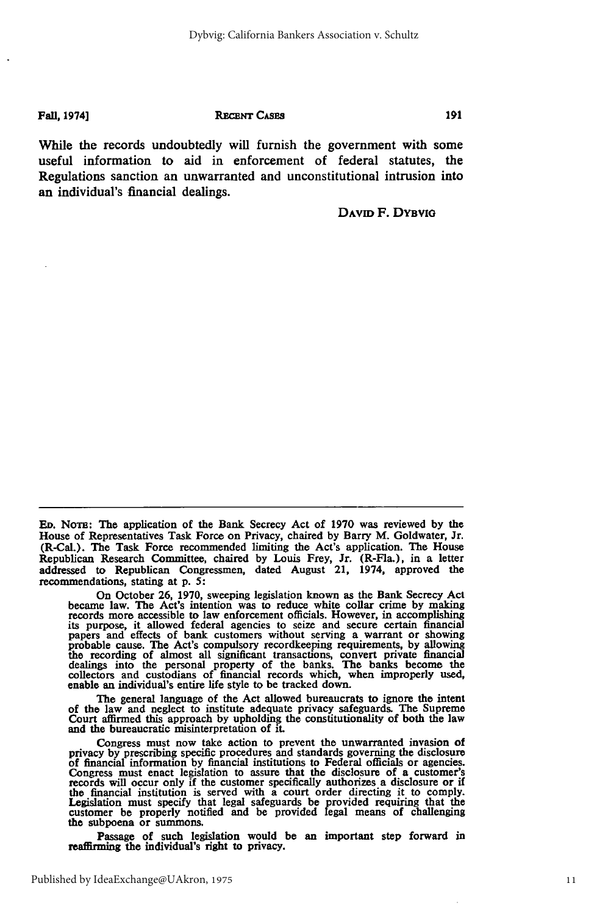While the records undoubtedly will furnish the government with some useful information to aid in enforcement of federal statutes, the Regulations sanction an unwarranted and unconstitutional intrusion into an individual's financial dealings.

DAVID F. DYBVIG

---

ED. NOTE: The application of the Bank Secrecy Act of 1970 was reviewed by the House of Representatives Task Force on Privacy, chaired by Barry M. Goldwater, Jr. (R-Cal.). The Task Force recommended limiting the Act's application. The House Republican Research Committee, chaired by Louis Frey, Jr. (R-Fla.), in a letter addressed to Republican Congressmen, dated August 21, 1974, approved the recommendations, stating at p. 5:

> On October 26, 1970, sweeping legislation known as the Bank Secrecy Act became law. The Act's intention was to reduce white collar crime by making records more accessible to law enforcement officials. However, in accomplishing its purpose, it allowed federal agencies to seize and secure certain financial papers and effects of bank customers without serving a warrant or showing probable cause. The Act's compulsory recordkeeping requirements, by allowing the recording of almost all significant transactions, convert private financial dealings into the personal property of the banks. The banks become the collectors and custodians of financial records which, when improperly used, enable an individual's entire life style to be tracked down.
>
> The general language of the Act allowed bureaucrats to ignore the intent of the law and neglect to institute adequate privacy safeguards. The Supreme Court affirmed this approach by upholding the constitutionality of both the law and the bureaucratic misinterpretation of it.
>
> Congress must now take action to prevent the unwarranted invasion of privacy by prescribing specific procedures and standards governing the disclosure of financial information by financial institutions to Federal officials or agencies. Congress must enact legislation to assure that the disclosure of a customer's records will occur only if the customer specifically authorizes a disclosure or if the financial institution is served with a court order directing it to comply. Legislation must specify that legal safeguards be provided requiring that the customer be properly notified and be provided legal means of challenging the subpoena or summons.
>
> Passage of such legislation would be an important step forward in reaffirming the individual's right to privacy.